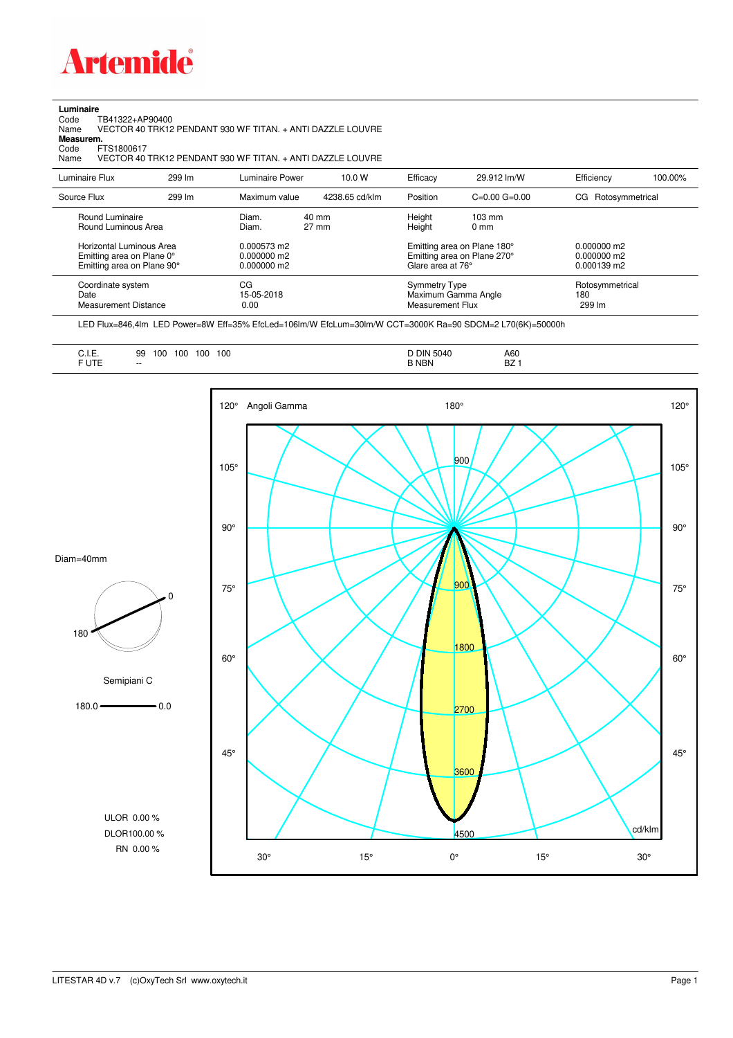# Artemide

**Luminaire**

Code TB41322+AP90400
Name VECTOR 40 TRK12 PENDANT 930 WF TITAN. + ANTI DAZZLE LOUVRE

**Measurem.**

Code FTS1800617
Name VECTOR 40 TRK12 PENDANT 930 WF TITAN. + ANTI DAZZLE LOUVRE

| Luminaire Flux | 299 lm | Luminaire Power | 10.0 W | Efficacy | 29.912 lm/W | Efficiency | 100.00% |
|---|---|---|---|---|---|---|---|
| Source Flux | 299 lm | Maximum value | 4238.65 cd/klm | Position | C=0.00 G=0.00 | CG Rotosymmetrical | |

| | | | | |
|---|---|---|---|---|
| Round Luminaire | Diam. 40 mm | Height 103 mm | | |
| Round Luminous Area | Diam. 27 mm | Height 0 mm | | |
| Horizontal Luminous Area | 0.000573 m2 | Emitting area on Plane 180° | 0.000000 m2 |
| Emitting area on Plane 0° | 0.000000 m2 | Emitting area on Plane 270° | 0.000000 m2 |
| Emitting area on Plane 90° | 0.000000 m2 | Glare area at 76° | 0.000139 m2 |

| | | | |
|---|---|---|---|
| Coordinate system | CG | Symmetry Type | Rotosymmetrical |
| Date | 15-05-2018 | Maximum Gamma Angle | 180 |
| Measurement Distance | 0.00 | Measurement Flux | 299 lm |

LED Flux=846,4lm LED Power=8W Eff=35% EfcLed=106lm/W EfcLum=30lm/W CCT=3000K Ra=90 SDCM=2 L70(6K)=50000h

| | | | |
|---|---|---|---|
| C.I.E. | 99 100 100 100 100 | D DIN 5040 | A60 |
| F UTE | -- | B NBN | BZ 1 |

Diam=40mm

Semipiani C

180.0 — 0.0

ULOR 0.00 %
DLOR100.00 %
RN 0.00 %

Angoli Gamma

cd/klm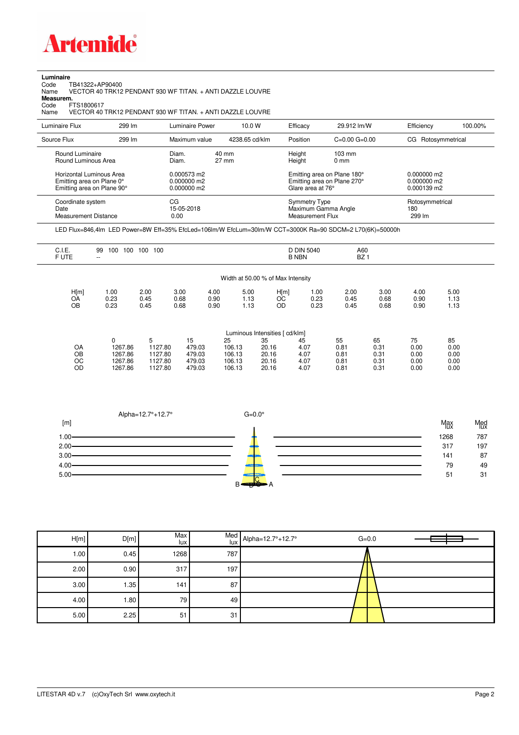**Artemide**

**Luminaire**
Code TB41322+AP90400
Name VECTOR 40 TRK12 PENDANT 930 WF TITAN. + ANTI DAZZLE LOUVRE
**Measurem.**
Code FTS1800617
Name VECTOR 40 TRK12 PENDANT 930 WF TITAN. + ANTI DAZZLE LOUVRE

| | | | | | | | |
|---|---|---|---|---|---|---|---|
| Luminaire Flux | 299 lm | Luminaire Power | 10.0 W | Efficacy | 29.912 lm/W | Efficiency | 100.00% |
| Source Flux | 299 lm | Maximum value | 4238.65 cd/klm | Position | C=0.00 G=0.00 | CG | Rotosymmetrical |

| | | | | | | |
|---|---|---|---|---|---|---|
| Round Luminaire | Diam. | 40 mm | Height | 103 mm | | |
| Round Luminous Area | Diam. | 27 mm | Height | 0 mm | | |
| Horizontal Luminous Area | 0.000573 m2 | | Emitting area on Plane 180° | | 0.000000 m2 | |
| Emitting area on Plane 0° | 0.000000 m2 | | Emitting area on Plane 270° | | 0.000000 m2 | |
| Emitting area on Plane 90° | 0.000000 m2 | | Glare area at 76° | | 0.000139 m2 | |

| | | | |
|---|---|---|---|
| Coordinate system | CG | Symmetry Type | Rotosymmetrical |
| Date | 15-05-2018 | Maximum Gamma Angle | 180 |
| Measurement Distance | 0.00 | Measurement Flux | 299 lm |

LED Flux=846,4lm LED Power=8W Eff=35% EfcLed=106lm/W EfcLum=30lm/W CCT=3000K Ra=90 SDCM=2 L70(6K)=50000h

| | | | |
|---|---|---|---|
| C.I.E. | 99 100 100 100 100 | D DIN 5040 | A60 |
| F UTE | -- | B NBN | BZ 1 |

Width at 50.00 % of Max Intensity

| H[m] | 1.00 | 2.00 | 3.00 | 4.00 | 5.00 | H[m] | 1.00 | 2.00 | 3.00 | 4.00 | 5.00 |
|---|---|---|---|---|---|---|---|---|---|---|---|
| OA | 0.23 | 0.45 | 0.68 | 0.90 | 1.13 | OC | 0.23 | 0.45 | 0.68 | 0.90 | 1.13 |
| OB | 0.23 | 0.45 | 0.68 | 0.90 | 1.13 | OD | 0.23 | 0.45 | 0.68 | 0.90 | 1.13 |

Luminous Intensities [ cd/klm]

| | 0 | 5 | 15 | 25 | 35 | 45 | 55 | 65 | 75 | 85 |
|---|---|---|---|---|---|---|---|---|---|---|
| OA | 1267.86 | 1127.80 | 479.03 | 106.13 | 20.16 | 4.07 | 0.81 | 0.31 | 0.00 | 0.00 |
| OB | 1267.86 | 1127.80 | 479.03 | 106.13 | 20.16 | 4.07 | 0.81 | 0.31 | 0.00 | 0.00 |
| OC | 1267.86 | 1127.80 | 479.03 | 106.13 | 20.16 | 4.07 | 0.81 | 0.31 | 0.00 | 0.00 |
| OD | 1267.86 | 1127.80 | 479.03 | 106.13 | 20.16 | 4.07 | 0.81 | 0.31 | 0.00 | 0.00 |

Alpha=12.7°+12.7°
G=0.0°
[m]
1.00
2.00
3.00
4.00
5.00
B D C A
Max lux: 1268, 317, 141, 79, 51
Med lux: 787, 197, 87, 49, 31

| H[m] | D[m] | Max lux | Med lux | Alpha=12.7°+12.7° G=0.0 |
|---|---|---|---|---|
| 1.00 | 0.45 | 1268 | 787 | |
| 2.00 | 0.90 | 317 | 197 | |
| 3.00 | 1.35 | 141 | 87 | |
| 4.00 | 1.80 | 79 | 49 | |
| 5.00 | 2.25 | 51 | 31 | |

LITESTAR 4D v.7 (c)OxyTech Srl www.oxytech.it